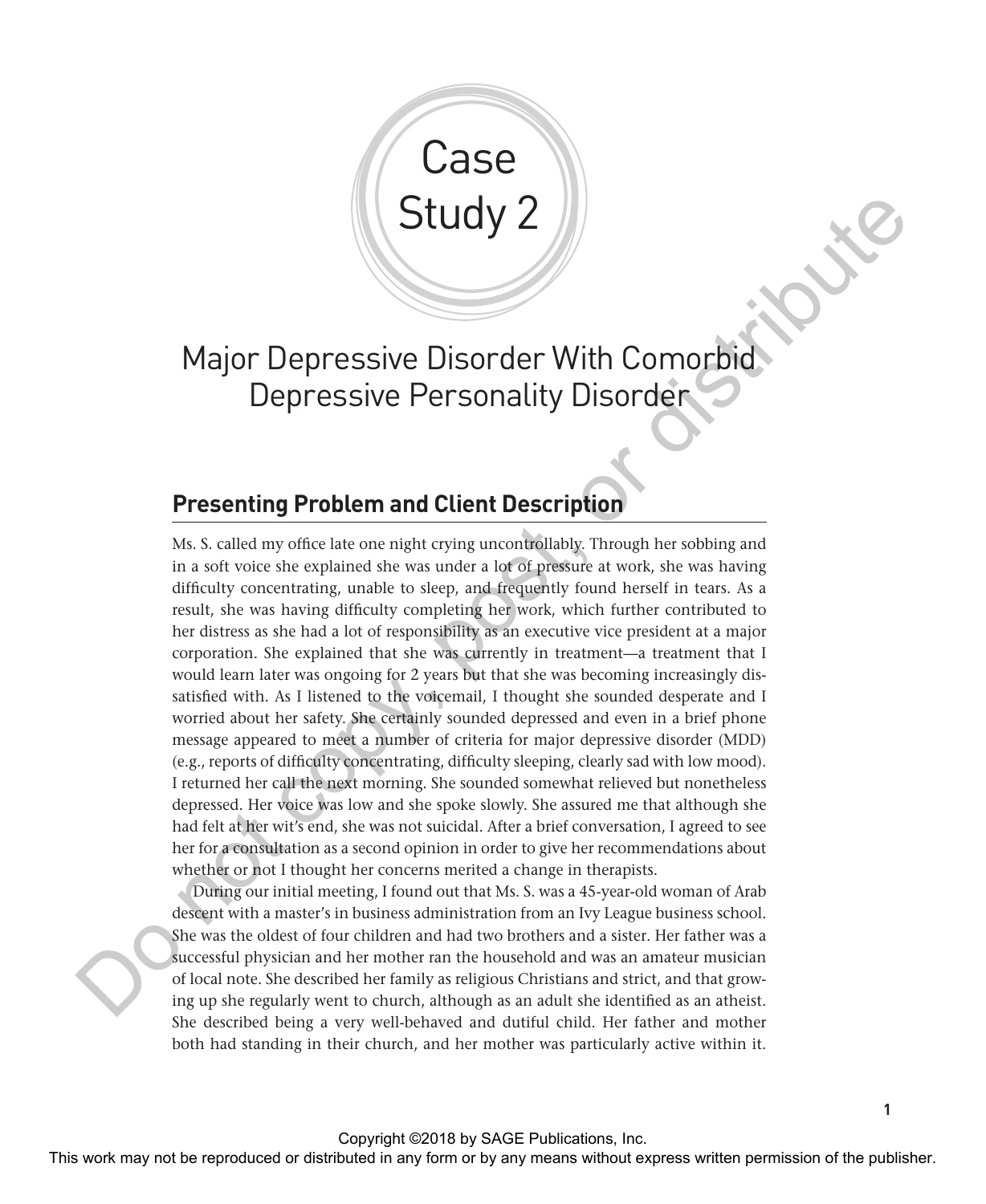# Case Study 2

## Major Depressive Disorder With Comorbid Depressive Personality Disorder

### Presenting Problem and Client Description

Ms. S. called my office late one night crying uncontrollably. Through her sobbing and in a soft voice she explained she was under a lot of pressure at work, she was having difficulty concentrating, unable to sleep, and frequently found herself in tears. As a result, she was having difficulty completing her work, which further contributed to her distress as she had a lot of responsibility as an executive vice president at a major corporation. She explained that she was currently in treatment—a treatment that I would learn later was ongoing for 2 years but that she was becoming increasingly dissatisfied with. As I listened to the voicemail, I thought she sounded desperate and I worried about her safety. She certainly sounded depressed and even in a brief phone message appeared to meet a number of criteria for major depressive disorder (MDD) (e.g., reports of difficulty concentrating, difficulty sleeping, clearly sad with low mood). I returned her call the next morning. She sounded somewhat relieved but nonetheless depressed. Her voice was low and she spoke slowly. She assured me that although she had felt at her wit's end, she was not suicidal. After a brief conversation, I agreed to see her for a consultation as a second opinion in order to give her recommendations about whether or not I thought her concerns merited a change in therapists.

During our initial meeting, I found out that Ms. S. was a 45-year-old woman of Arab descent with a master's in business administration from an Ivy League business school. She was the oldest of four children and had two brothers and a sister. Her father was a successful physician and her mother ran the household and was an amateur musician of local note. She described her family as religious Christians and strict, and that growing up she regularly went to church, although as an adult she identified as an atheist. She described being a very well-behaved and dutiful child. Her father and mother both had standing in their church, and her mother was particularly active within it.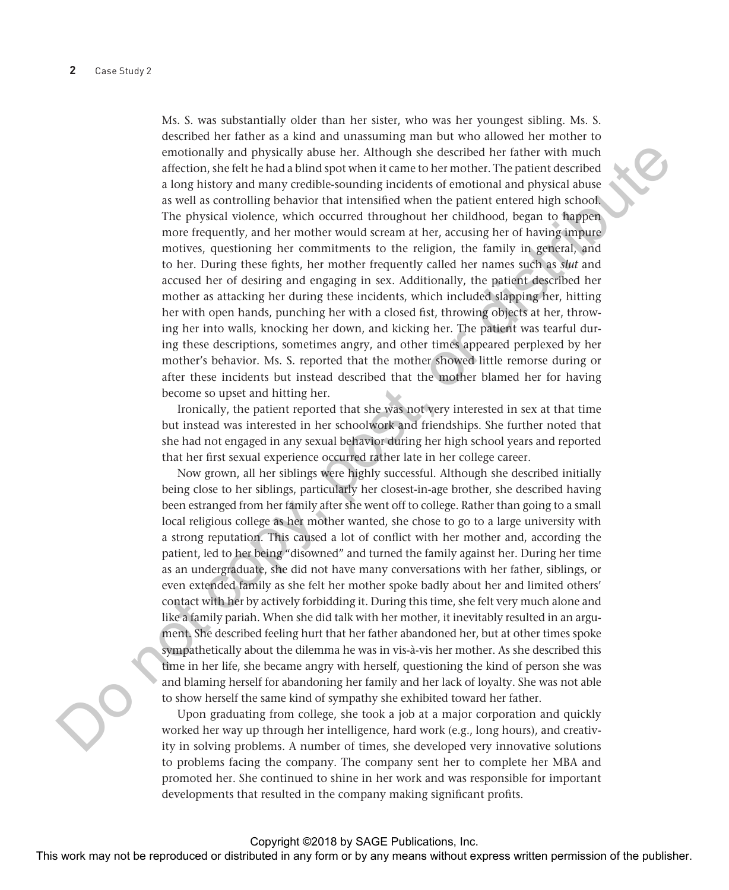Ms. S. was substantially older than her sister, who was her youngest sibling. Ms. S. described her father as a kind and unassuming man but who allowed her mother to emotionally and physically abuse her. Although she described her father with much affection, she felt he had a blind spot when it came to her mother. The patient described a long history and many credible-sounding incidents of emotional and physical abuse as well as controlling behavior that intensified when the patient entered high school. The physical violence, which occurred throughout her childhood, began to happen more frequently, and her mother would scream at her, accusing her of having impure motives, questioning her commitments to the religion, the family in general, and to her. During these fights, her mother frequently called her names such as *slut* and accused her of desiring and engaging in sex. Additionally, the patient described her mother as attacking her during these incidents, which included slapping her, hitting her with open hands, punching her with a closed fist, throwing objects at her, throwing her into walls, knocking her down, and kicking her. The patient was tearful during these descriptions, sometimes angry, and other times appeared perplexed by her mother's behavior. Ms. S. reported that the mother showed little remorse during or after these incidents but instead described that the mother blamed her for having become so upset and hitting her.

Ironically, the patient reported that she was not very interested in sex at that time but instead was interested in her schoolwork and friendships. She further noted that she had not engaged in any sexual behavior during her high school years and reported that her first sexual experience occurred rather late in her college career.

Now grown, all her siblings were highly successful. Although she described initially being close to her siblings, particularly her closest-in-age brother, she described having been estranged from her family after she went off to college. Rather than going to a small local religious college as her mother wanted, she chose to go to a large university with a strong reputation. This caused a lot of conflict with her mother and, according the patient, led to her being "disowned" and turned the family against her. During her time as an undergraduate, she did not have many conversations with her father, siblings, or even extended family as she felt her mother spoke badly about her and limited others' contact with her by actively forbidding it. During this time, she felt very much alone and like a family pariah. When she did talk with her mother, it inevitably resulted in an argument. She described feeling hurt that her father abandoned her, but at other times spoke sympathetically about the dilemma he was in vis-à-vis her mother. As she described this time in her life, she became angry with herself, questioning the kind of person she was and blaming herself for abandoning her family and her lack of loyalty. She was not able to show herself the same kind of sympathy she exhibited toward her father.

Upon graduating from college, she took a job at a major corporation and quickly worked her way up through her intelligence, hard work (e.g., long hours), and creativity in solving problems. A number of times, she developed very innovative solutions to problems facing the company. The company sent her to complete her MBA and promoted her. She continued to shine in her work and was responsible for important developments that resulted in the company making significant profits.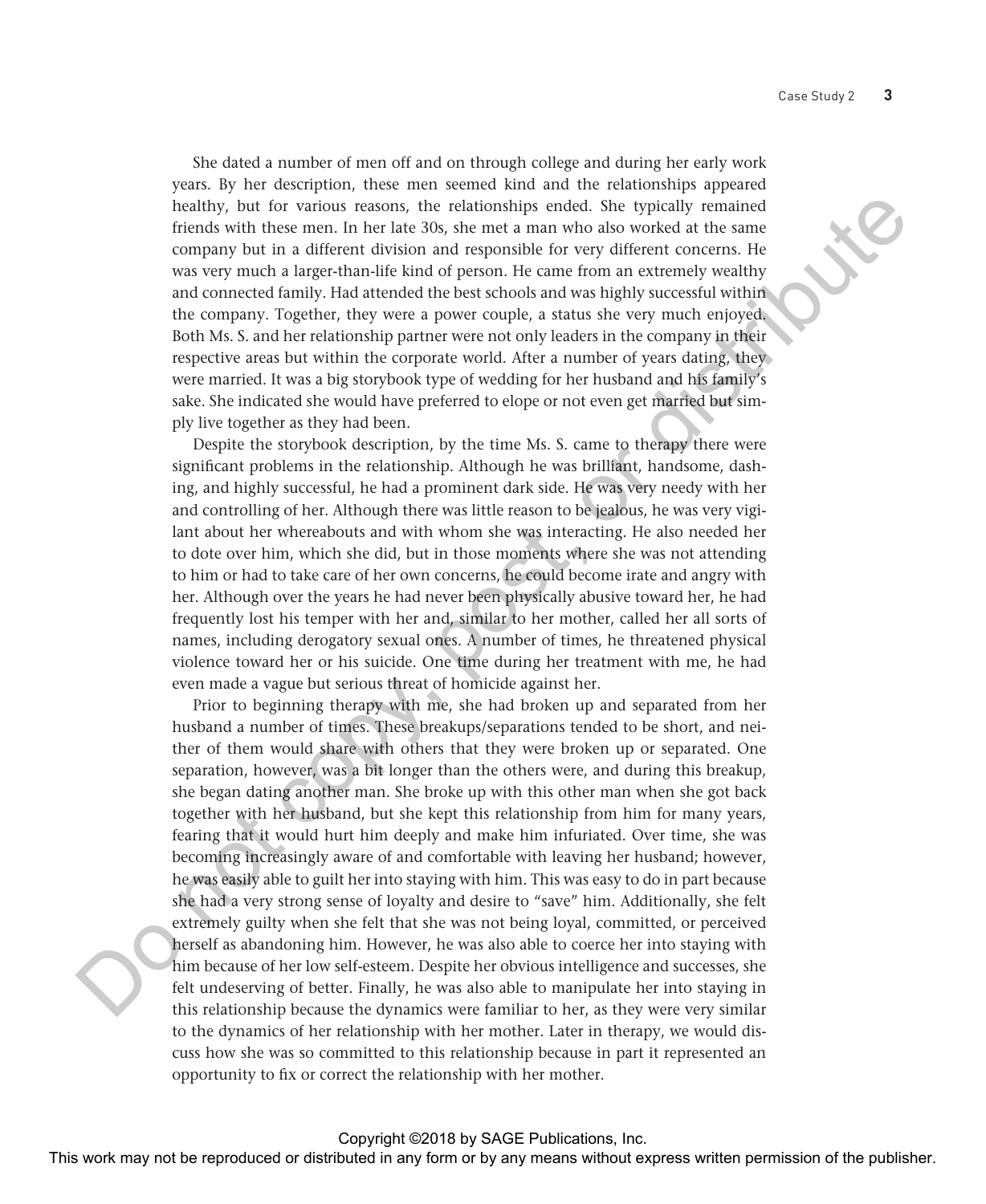She dated a number of men off and on through college and during her early work years. By her description, these men seemed kind and the relationships appeared healthy, but for various reasons, the relationships ended. She typically remained friends with these men. In her late 30s, she met a man who also worked at the same company but in a different division and responsible for very different concerns. He was very much a larger-than-life kind of person. He came from an extremely wealthy and connected family. Had attended the best schools and was highly successful within the company. Together, they were a power couple, a status she very much enjoyed. Both Ms. S. and her relationship partner were not only leaders in the company in their respective areas but within the corporate world. After a number of years dating, they were married. It was a big storybook type of wedding for her husband and his family's sake. She indicated she would have preferred to elope or not even get married but simply live together as they had been.

Despite the storybook description, by the time Ms. S. came to therapy there were significant problems in the relationship. Although he was brilliant, handsome, dashing, and highly successful, he had a prominent dark side. He was very needy with her and controlling of her. Although there was little reason to be jealous, he was very vigilant about her whereabouts and with whom she was interacting. He also needed her to dote over him, which she did, but in those moments where she was not attending to him or had to take care of her own concerns, he could become irate and angry with her. Although over the years he had never been physically abusive toward her, he had frequently lost his temper with her and, similar to her mother, called her all sorts of names, including derogatory sexual ones. A number of times, he threatened physical violence toward her or his suicide. One time during her treatment with me, he had even made a vague but serious threat of homicide against her.

Prior to beginning therapy with me, she had broken up and separated from her husband a number of times. These breakups/separations tended to be short, and neither of them would share with others that they were broken up or separated. One separation, however, was a bit longer than the others were, and during this breakup, she began dating another man. She broke up with this other man when she got back together with her husband, but she kept this relationship from him for many years, fearing that it would hurt him deeply and make him infuriated. Over time, she was becoming increasingly aware of and comfortable with leaving her husband; however, he was easily able to guilt her into staying with him. This was easy to do in part because she had a very strong sense of loyalty and desire to "save" him. Additionally, she felt extremely guilty when she felt that she was not being loyal, committed, or perceived herself as abandoning him. However, he was also able to coerce her into staying with him because of her low self-esteem. Despite her obvious intelligence and successes, she felt undeserving of better. Finally, he was also able to manipulate her into staying in this relationship because the dynamics were familiar to her, as they were very similar to the dynamics of her relationship with her mother. Later in therapy, we would discuss how she was so committed to this relationship because in part it represented an opportunity to fix or correct the relationship with her mother.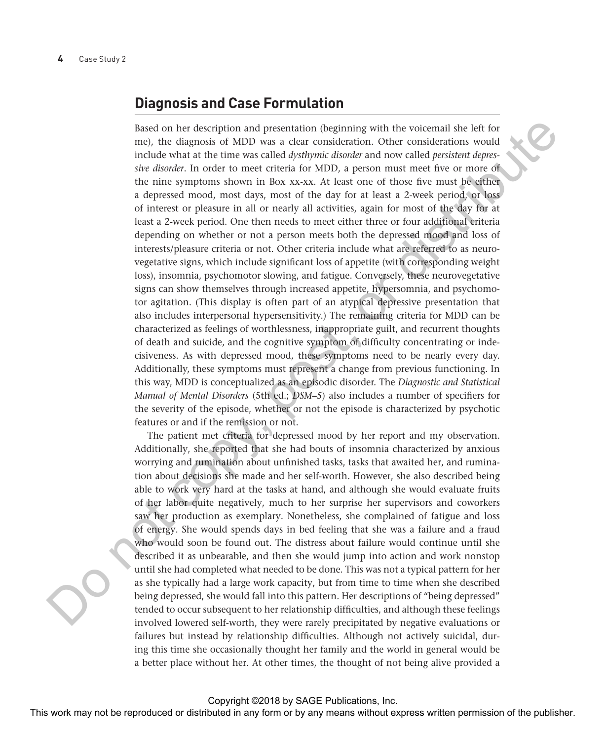## Diagnosis and Case Formulation

Based on her description and presentation (beginning with the voicemail she left for me), the diagnosis of MDD was a clear consideration. Other considerations would include what at the time was called *dysthymic disorder* and now called *persistent depressive disorder*. In order to meet criteria for MDD, a person must meet five or more of the nine symptoms shown in Box xx-xx. At least one of those five must be either a depressed mood, most days, most of the day for at least a 2-week period, or loss of interest or pleasure in all or nearly all activities, again for most of the day for at least a 2-week period. One then needs to meet either three or four additional criteria depending on whether or not a person meets both the depressed mood and loss of interests/pleasure criteria or not. Other criteria include what are referred to as neurovegetative signs, which include significant loss of appetite (with corresponding weight loss), insomnia, psychomotor slowing, and fatigue. Conversely, these neurovegetative signs can show themselves through increased appetite, hypersomnia, and psychomotor agitation. (This display is often part of an atypical depressive presentation that also includes interpersonal hypersensitivity.) The remaining criteria for MDD can be characterized as feelings of worthlessness, inappropriate guilt, and recurrent thoughts of death and suicide, and the cognitive symptom of difficulty concentrating or indecisiveness. As with depressed mood, these symptoms need to be nearly every day. Additionally, these symptoms must represent a change from previous functioning. In this way, MDD is conceptualized as an episodic disorder. The *Diagnostic and Statistical Manual of Mental Disorders* (5th ed.; *DSM–5*) also includes a number of specifiers for the severity of the episode, whether or not the episode is characterized by psychotic features or and if the remission or not.

The patient met criteria for depressed mood by her report and my observation. Additionally, she reported that she had bouts of insomnia characterized by anxious worrying and rumination about unfinished tasks, tasks that awaited her, and rumination about decisions she made and her self-worth. However, she also described being able to work very hard at the tasks at hand, and although she would evaluate fruits of her labor quite negatively, much to her surprise her supervisors and coworkers saw her production as exemplary. Nonetheless, she complained of fatigue and loss of energy. She would spends days in bed feeling that she was a failure and a fraud who would soon be found out. The distress about failure would continue until she described it as unbearable, and then she would jump into action and work nonstop until she had completed what needed to be done. This was not a typical pattern for her as she typically had a large work capacity, but from time to time when she described being depressed, she would fall into this pattern. Her descriptions of "being depressed" tended to occur subsequent to her relationship difficulties, and although these feelings involved lowered self-worth, they were rarely precipitated by negative evaluations or failures but instead by relationship difficulties. Although not actively suicidal, during this time she occasionally thought her family and the world in general would be a better place without her. At other times, the thought of not being alive provided a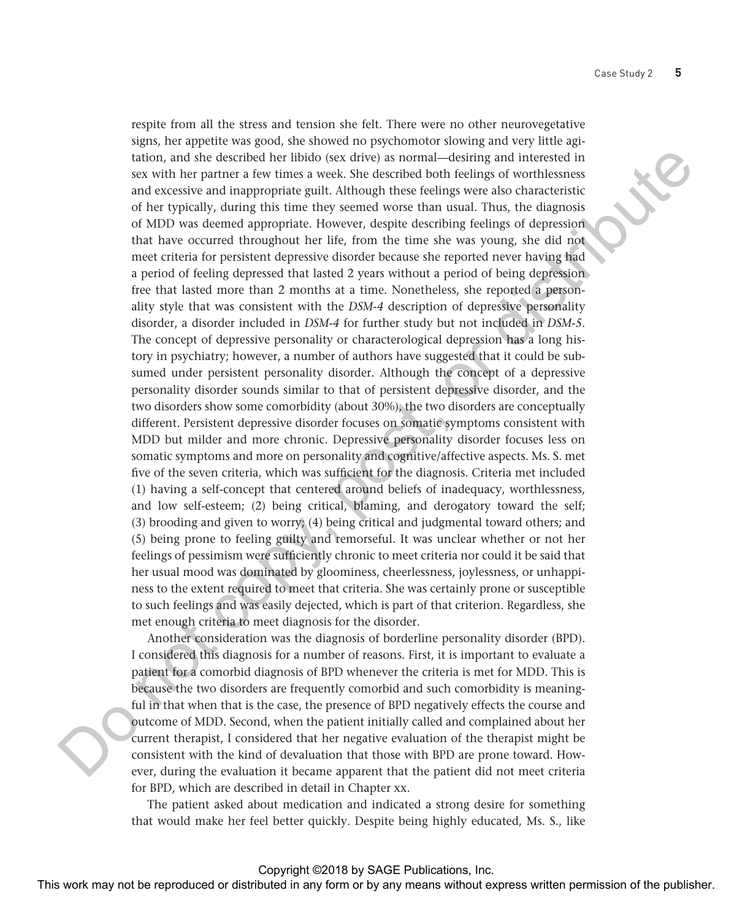respite from all the stress and tension she felt. There were no other neurovegetative signs, her appetite was good, she showed no psychomotor slowing and very little agitation, and she described her libido (sex drive) as normal—desiring and interested in sex with her partner a few times a week. She described both feelings of worthlessness and excessive and inappropriate guilt. Although these feelings were also characteristic of her typically, during this time they seemed worse than usual. Thus, the diagnosis of MDD was deemed appropriate. However, despite describing feelings of depression that have occurred throughout her life, from the time she was young, she did not meet criteria for persistent depressive disorder because she reported never having had a period of feeling depressed that lasted 2 years without a period of being depression free that lasted more than 2 months at a time. Nonetheless, she reported a personality style that was consistent with the *DSM-4* description of depressive personality disorder, a disorder included in *DSM-4* for further study but not included in *DSM-5*. The concept of depressive personality or characterological depression has a long history in psychiatry; however, a number of authors have suggested that it could be subsumed under persistent personality disorder. Although the concept of a depressive personality disorder sounds similar to that of persistent depressive disorder, and the two disorders show some comorbidity (about 30%), the two disorders are conceptually different. Persistent depressive disorder focuses on somatic symptoms consistent with MDD but milder and more chronic. Depressive personality disorder focuses less on somatic symptoms and more on personality and cognitive/affective aspects. Ms. S. met five of the seven criteria, which was sufficient for the diagnosis. Criteria met included (1) having a self-concept that centered around beliefs of inadequacy, worthlessness, and low self-esteem; (2) being critical, blaming, and derogatory toward the self; (3) brooding and given to worry; (4) being critical and judgmental toward others; and (5) being prone to feeling guilty and remorseful. It was unclear whether or not her feelings of pessimism were sufficiently chronic to meet criteria nor could it be said that her usual mood was dominated by gloominess, cheerlessness, joylessness, or unhappiness to the extent required to meet that criteria. She was certainly prone or susceptible to such feelings and was easily dejected, which is part of that criterion. Regardless, she met enough criteria to meet diagnosis for the disorder.

Another consideration was the diagnosis of borderline personality disorder (BPD). I considered this diagnosis for a number of reasons. First, it is important to evaluate a patient for a comorbid diagnosis of BPD whenever the criteria is met for MDD. This is because the two disorders are frequently comorbid and such comorbidity is meaningful in that when that is the case, the presence of BPD negatively effects the course and outcome of MDD. Second, when the patient initially called and complained about her current therapist, I considered that her negative evaluation of the therapist might be consistent with the kind of devaluation that those with BPD are prone toward. However, during the evaluation it became apparent that the patient did not meet criteria for BPD, which are described in detail in Chapter xx.

The patient asked about medication and indicated a strong desire for something that would make her feel better quickly. Despite being highly educated, Ms. S., like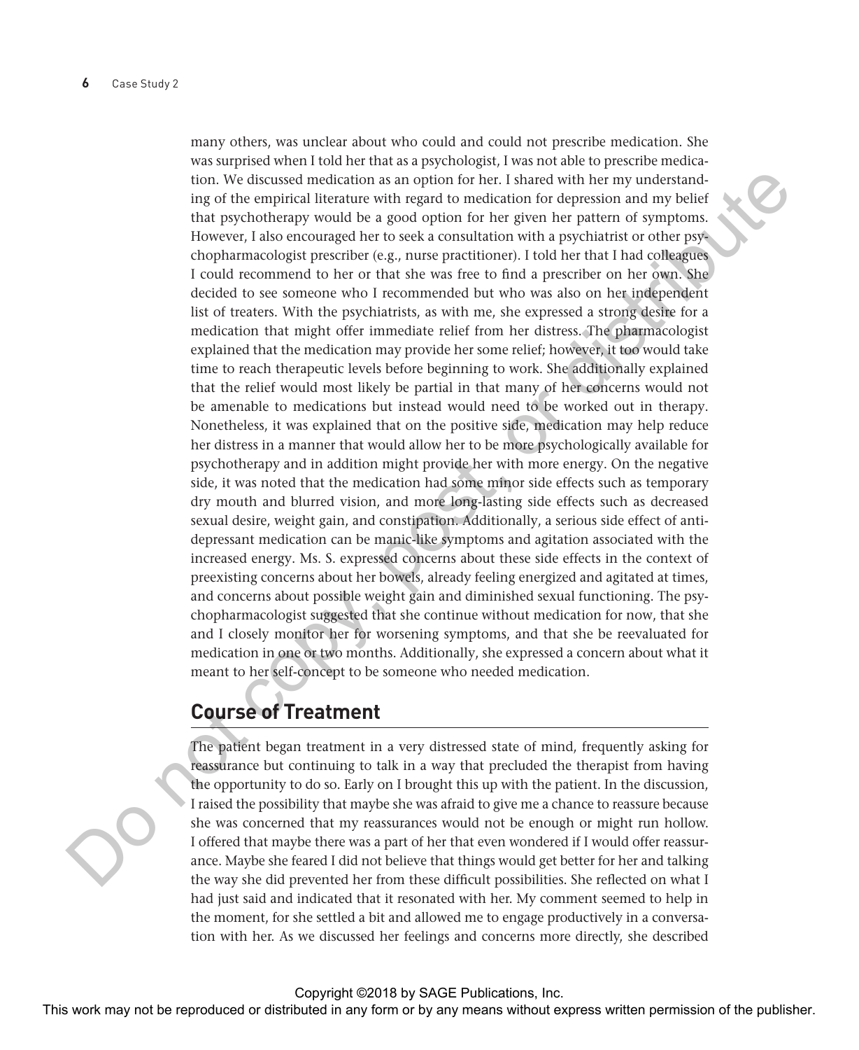many others, was unclear about who could and could not prescribe medication. She was surprised when I told her that as a psychologist, I was not able to prescribe medication. We discussed medication as an option for her. I shared with her my understanding of the empirical literature with regard to medication for depression and my belief that psychotherapy would be a good option for her given her pattern of symptoms. However, I also encouraged her to seek a consultation with a psychiatrist or other psychopharmacologist prescriber (e.g., nurse practitioner). I told her that I had colleagues I could recommend to her or that she was free to find a prescriber on her own. She decided to see someone who I recommended but who was also on her independent list of treaters. With the psychiatrists, as with me, she expressed a strong desire for a medication that might offer immediate relief from her distress. The pharmacologist explained that the medication may provide her some relief; however, it too would take time to reach therapeutic levels before beginning to work. She additionally explained that the relief would most likely be partial in that many of her concerns would not be amenable to medications but instead would need to be worked out in therapy. Nonetheless, it was explained that on the positive side, medication may help reduce her distress in a manner that would allow her to be more psychologically available for psychotherapy and in addition might provide her with more energy. On the negative side, it was noted that the medication had some minor side effects such as temporary dry mouth and blurred vision, and more long-lasting side effects such as decreased sexual desire, weight gain, and constipation. Additionally, a serious side effect of antidepressant medication can be manic-like symptoms and agitation associated with the increased energy. Ms. S. expressed concerns about these side effects in the context of preexisting concerns about her bowels, already feeling energized and agitated at times, and concerns about possible weight gain and diminished sexual functioning. The psychopharmacologist suggested that she continue without medication for now, that she and I closely monitor her for worsening symptoms, and that she be reevaluated for medication in one or two months. Additionally, she expressed a concern about what it meant to her self-concept to be someone who needed medication.

## Course of Treatment

The patient began treatment in a very distressed state of mind, frequently asking for reassurance but continuing to talk in a way that precluded the therapist from having the opportunity to do so. Early on I brought this up with the patient. In the discussion, I raised the possibility that maybe she was afraid to give me a chance to reassure because she was concerned that my reassurances would not be enough or might run hollow. I offered that maybe there was a part of her that even wondered if I would offer reassurance. Maybe she feared I did not believe that things would get better for her and talking the way she did prevented her from these difficult possibilities. She reflected on what I had just said and indicated that it resonated with her. My comment seemed to help in the moment, for she settled a bit and allowed me to engage productively in a conversation with her. As we discussed her feelings and concerns more directly, she described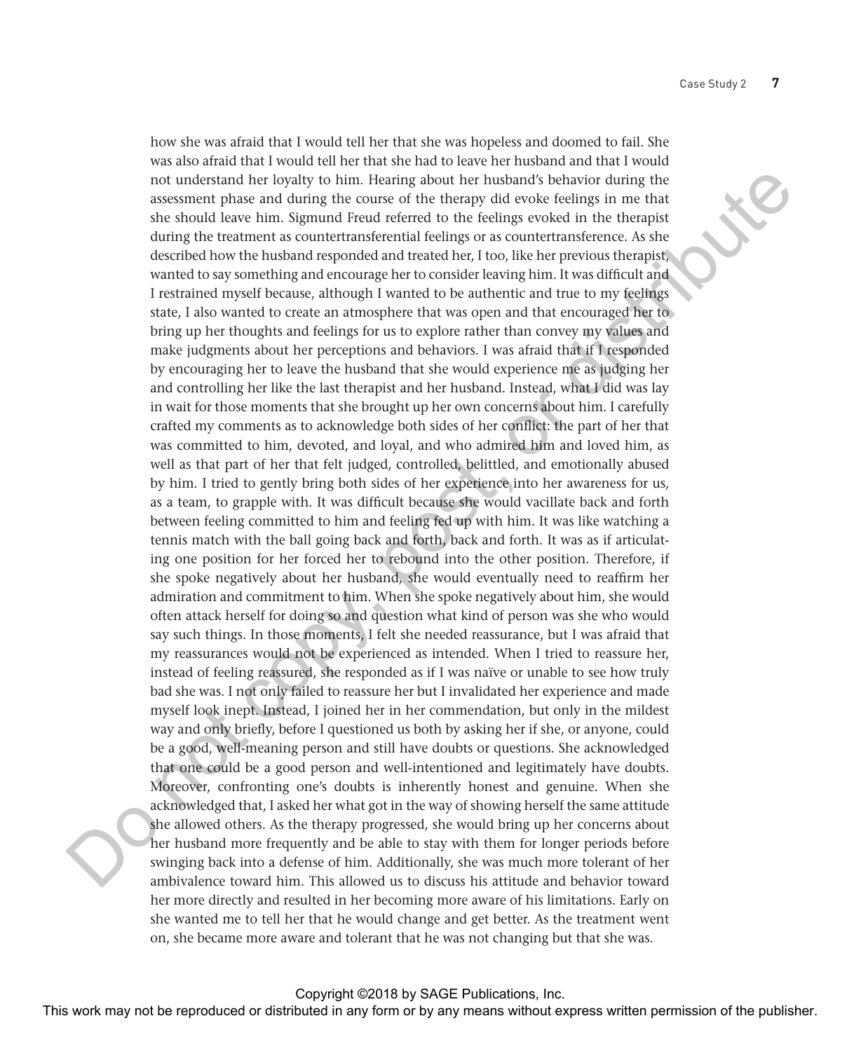how she was afraid that I would tell her that she was hopeless and doomed to fail. She was also afraid that I would tell her that she had to leave her husband and that I would not understand her loyalty to him. Hearing about her husband's behavior during the assessment phase and during the course of the therapy did evoke feelings in me that she should leave him. Sigmund Freud referred to the feelings evoked in the therapist during the treatment as countertransferential feelings or as countertransference. As she described how the husband responded and treated her, I too, like her previous therapist, wanted to say something and encourage her to consider leaving him. It was difficult and I restrained myself because, although I wanted to be authentic and true to my feelings state, I also wanted to create an atmosphere that was open and that encouraged her to bring up her thoughts and feelings for us to explore rather than convey my values and make judgments about her perceptions and behaviors. I was afraid that if I responded by encouraging her to leave the husband that she would experience me as judging her and controlling her like the last therapist and her husband. Instead, what I did was lay in wait for those moments that she brought up her own concerns about him. I carefully crafted my comments as to acknowledge both sides of her conflict: the part of her that was committed to him, devoted, and loyal, and who admired him and loved him, as well as that part of her that felt judged, controlled, belittled, and emotionally abused by him. I tried to gently bring both sides of her experience into her awareness for us, as a team, to grapple with. It was difficult because she would vacillate back and forth between feeling committed to him and feeling fed up with him. It was like watching a tennis match with the ball going back and forth, back and forth. It was as if articulating one position for her forced her to rebound into the other position. Therefore, if she spoke negatively about her husband, she would eventually need to reaffirm her admiration and commitment to him. When she spoke negatively about him, she would often attack herself for doing so and question what kind of person was she who would say such things. In those moments, I felt she needed reassurance, but I was afraid that my reassurances would not be experienced as intended. When I tried to reassure her, instead of feeling reassured, she responded as if I was naïve or unable to see how truly bad she was. I not only failed to reassure her but I invalidated her experience and made myself look inept. Instead, I joined her in her commendation, but only in the mildest way and only briefly, before I questioned us both by asking her if she, or anyone, could be a good, well-meaning person and still have doubts or questions. She acknowledged that one could be a good person and well-intentioned and legitimately have doubts. Moreover, confronting one's doubts is inherently honest and genuine. When she acknowledged that, I asked her what got in the way of showing herself the same attitude she allowed others. As the therapy progressed, she would bring up her concerns about her husband more frequently and be able to stay with them for longer periods before swinging back into a defense of him. Additionally, she was much more tolerant of her ambivalence toward him. This allowed us to discuss his attitude and behavior toward her more directly and resulted in her becoming more aware of his limitations. Early on she wanted me to tell her that he would change and get better. As the treatment went on, she became more aware and tolerant that he was not changing but that she was.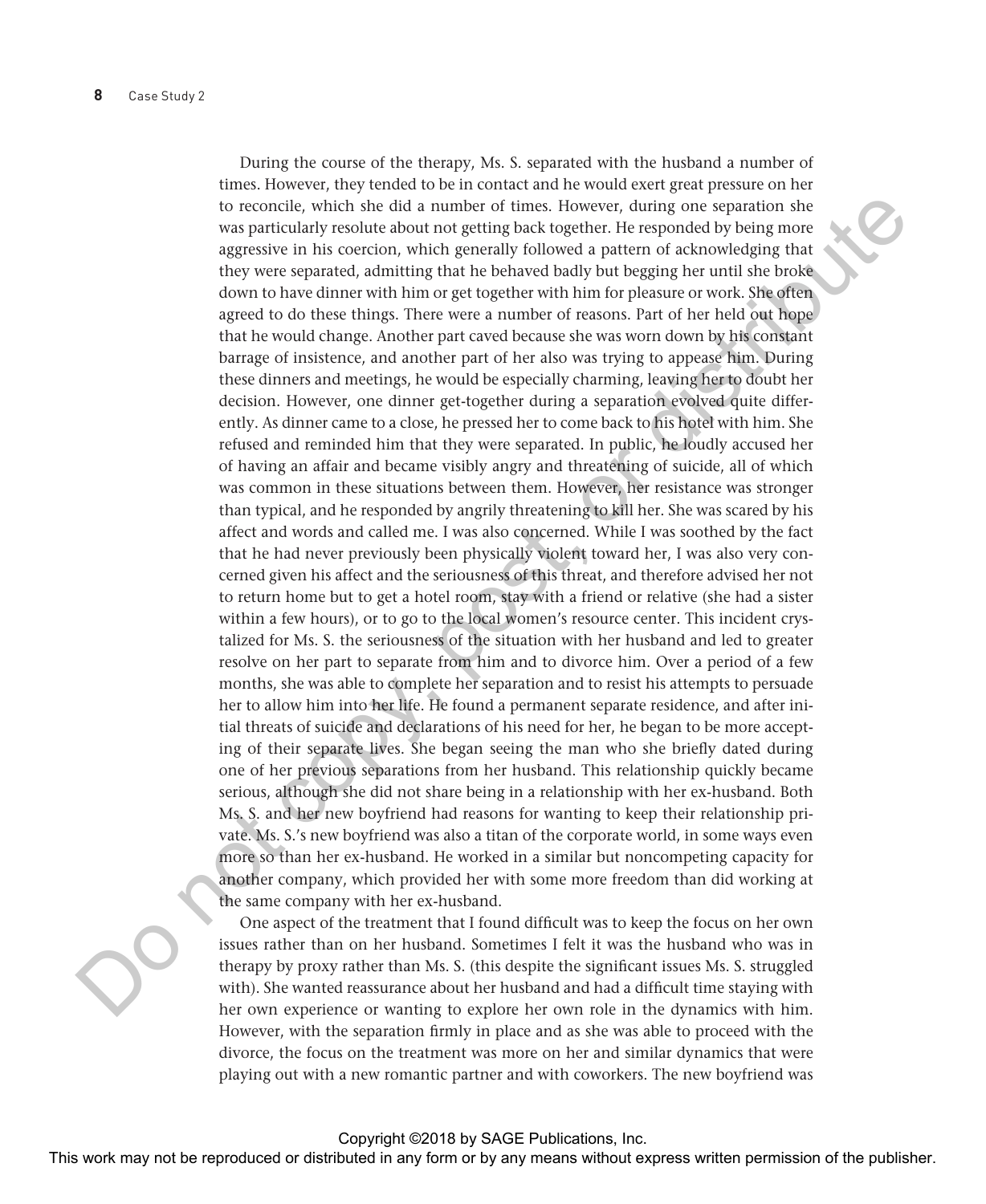During the course of the therapy, Ms. S. separated with the husband a number of times. However, they tended to be in contact and he would exert great pressure on her to reconcile, which she did a number of times. However, during one separation she was particularly resolute about not getting back together. He responded by being more aggressive in his coercion, which generally followed a pattern of acknowledging that they were separated, admitting that he behaved badly but begging her until she broke down to have dinner with him or get together with him for pleasure or work. She often agreed to do these things. There were a number of reasons. Part of her held out hope that he would change. Another part caved because she was worn down by his constant barrage of insistence, and another part of her also was trying to appease him. During these dinners and meetings, he would be especially charming, leaving her to doubt her decision. However, one dinner get-together during a separation evolved quite differently. As dinner came to a close, he pressed her to come back to his hotel with him. She refused and reminded him that they were separated. In public, he loudly accused her of having an affair and became visibly angry and threatening of suicide, all of which was common in these situations between them. However, her resistance was stronger than typical, and he responded by angrily threatening to kill her. She was scared by his affect and words and called me. I was also concerned. While I was soothed by the fact that he had never previously been physically violent toward her, I was also very concerned given his affect and the seriousness of this threat, and therefore advised her not to return home but to get a hotel room, stay with a friend or relative (she had a sister within a few hours), or to go to the local women's resource center. This incident crystalized for Ms. S. the seriousness of the situation with her husband and led to greater resolve on her part to separate from him and to divorce him. Over a period of a few months, she was able to complete her separation and to resist his attempts to persuade her to allow him into her life. He found a permanent separate residence, and after initial threats of suicide and declarations of his need for her, he began to be more accepting of their separate lives. She began seeing the man who she briefly dated during one of her previous separations from her husband. This relationship quickly became serious, although she did not share being in a relationship with her ex-husband. Both Ms. S. and her new boyfriend had reasons for wanting to keep their relationship private. Ms. S.'s new boyfriend was also a titan of the corporate world, in some ways even more so than her ex-husband. He worked in a similar but noncompeting capacity for another company, which provided her with some more freedom than did working at the same company with her ex-husband.

One aspect of the treatment that I found difficult was to keep the focus on her own issues rather than on her husband. Sometimes I felt it was the husband who was in therapy by proxy rather than Ms. S. (this despite the significant issues Ms. S. struggled with). She wanted reassurance about her husband and had a difficult time staying with her own experience or wanting to explore her own role in the dynamics with him. However, with the separation firmly in place and as she was able to proceed with the divorce, the focus on the treatment was more on her and similar dynamics that were playing out with a new romantic partner and with coworkers. The new boyfriend was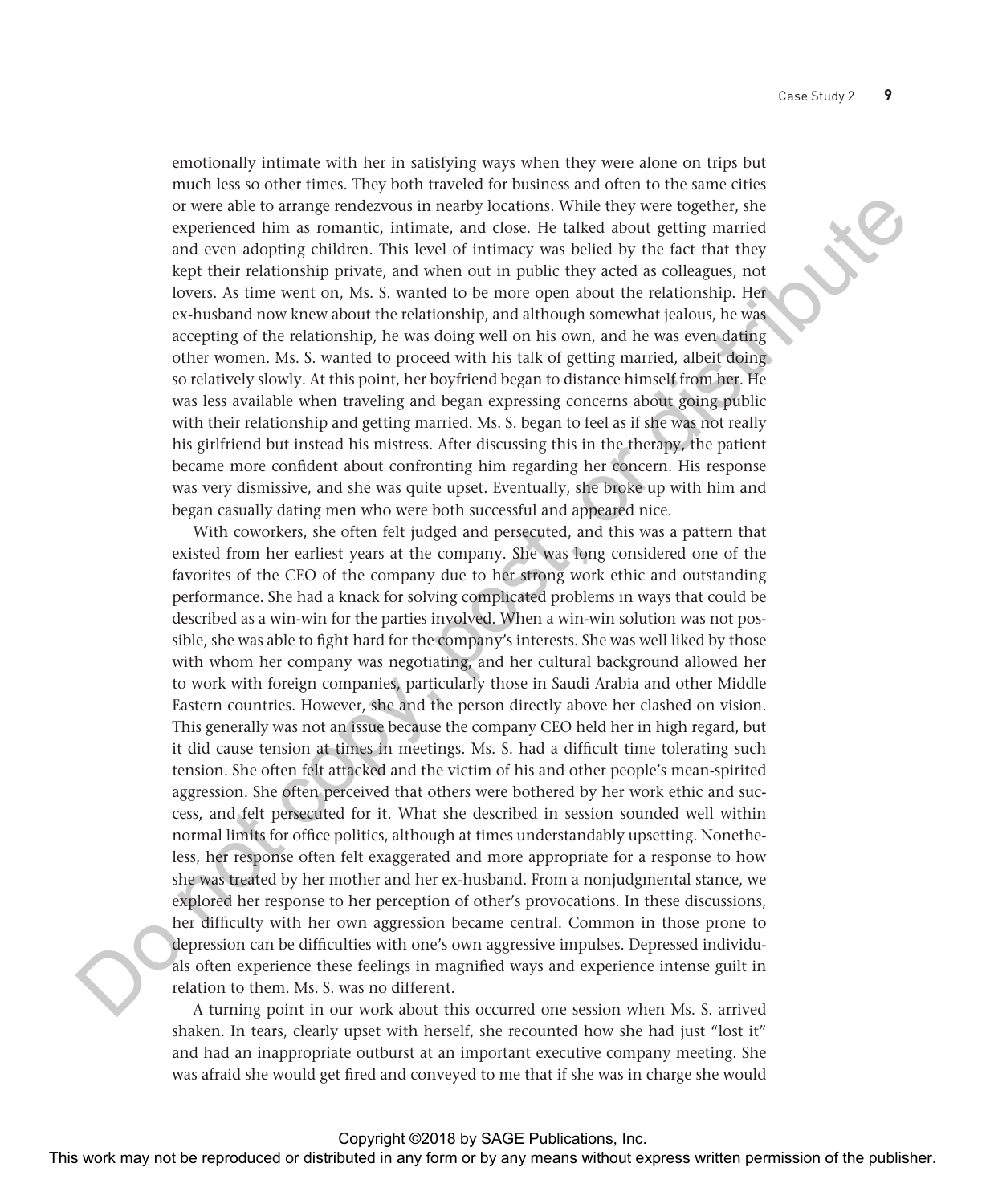emotionally intimate with her in satisfying ways when they were alone on trips but much less so other times. They both traveled for business and often to the same cities or were able to arrange rendezvous in nearby locations. While they were together, she experienced him as romantic, intimate, and close. He talked about getting married and even adopting children. This level of intimacy was belied by the fact that they kept their relationship private, and when out in public they acted as colleagues, not lovers. As time went on, Ms. S. wanted to be more open about the relationship. Her ex-husband now knew about the relationship, and although somewhat jealous, he was accepting of the relationship, he was doing well on his own, and he was even dating other women. Ms. S. wanted to proceed with his talk of getting married, albeit doing so relatively slowly. At this point, her boyfriend began to distance himself from her. He was less available when traveling and began expressing concerns about going public with their relationship and getting married. Ms. S. began to feel as if she was not really his girlfriend but instead his mistress. After discussing this in the therapy, the patient became more confident about confronting him regarding her concern. His response was very dismissive, and she was quite upset. Eventually, she broke up with him and began casually dating men who were both successful and appeared nice.

With coworkers, she often felt judged and persecuted, and this was a pattern that existed from her earliest years at the company. She was long considered one of the favorites of the CEO of the company due to her strong work ethic and outstanding performance. She had a knack for solving complicated problems in ways that could be described as a win-win for the parties involved. When a win-win solution was not possible, she was able to fight hard for the company's interests. She was well liked by those with whom her company was negotiating, and her cultural background allowed her to work with foreign companies, particularly those in Saudi Arabia and other Middle Eastern countries. However, she and the person directly above her clashed on vision. This generally was not an issue because the company CEO held her in high regard, but it did cause tension at times in meetings. Ms. S. had a difficult time tolerating such tension. She often felt attacked and the victim of his and other people's mean-spirited aggression. She often perceived that others were bothered by her work ethic and success, and felt persecuted for it. What she described in session sounded well within normal limits for office politics, although at times understandably upsetting. Nonetheless, her response often felt exaggerated and more appropriate for a response to how she was treated by her mother and her ex-husband. From a nonjudgmental stance, we explored her response to her perception of other's provocations. In these discussions, her difficulty with her own aggression became central. Common in those prone to depression can be difficulties with one's own aggressive impulses. Depressed individuals often experience these feelings in magnified ways and experience intense guilt in relation to them. Ms. S. was no different.

A turning point in our work about this occurred one session when Ms. S. arrived shaken. In tears, clearly upset with herself, she recounted how she had just "lost it" and had an inappropriate outburst at an important executive company meeting. She was afraid she would get fired and conveyed to me that if she was in charge she would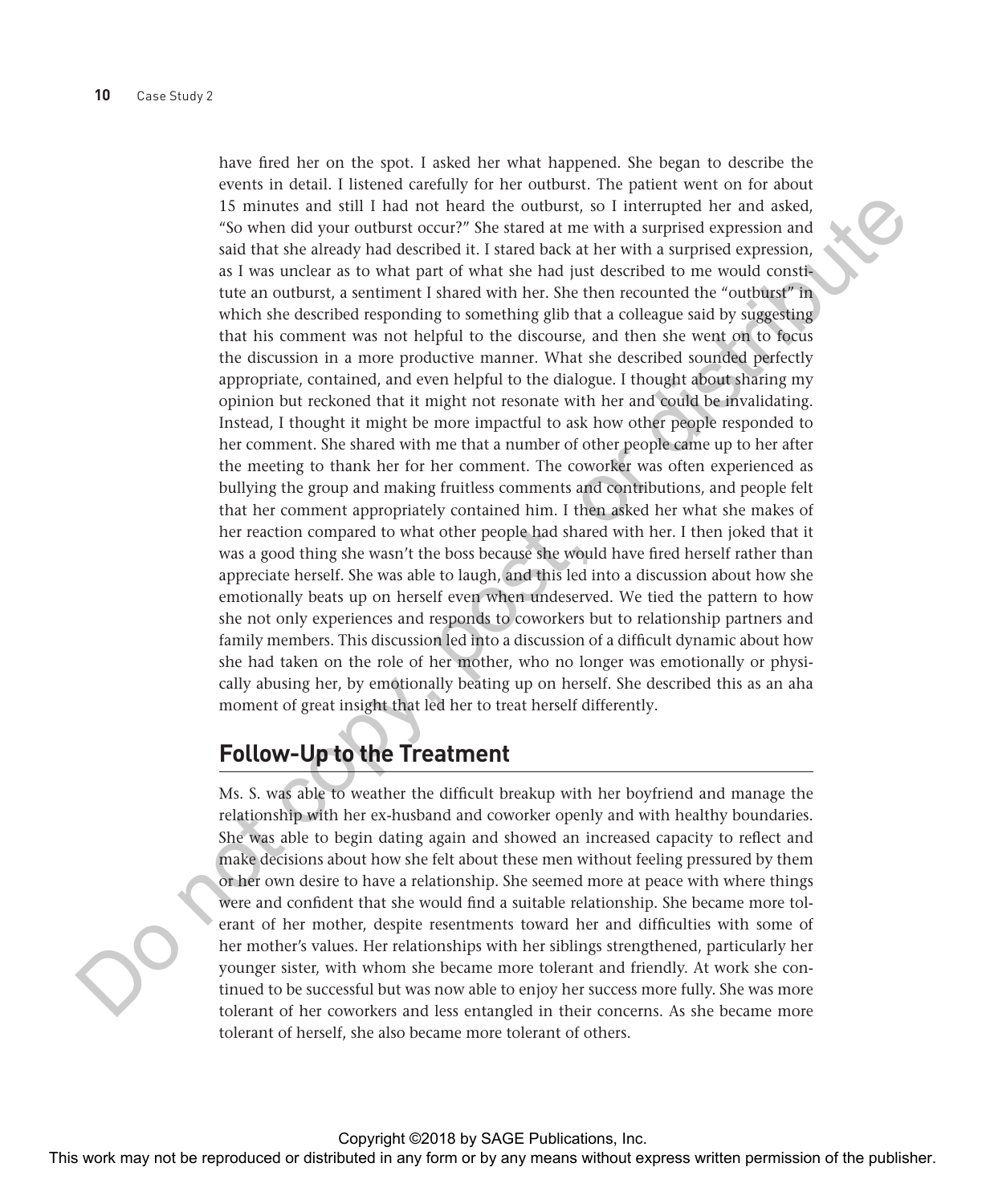have fired her on the spot. I asked her what happened. She began to describe the events in detail. I listened carefully for her outburst. The patient went on for about 15 minutes and still I had not heard the outburst, so I interrupted her and asked, "So when did your outburst occur?" She stared at me with a surprised expression and said that she already had described it. I stared back at her with a surprised expression, as I was unclear as to what part of what she had just described to me would constitute an outburst, a sentiment I shared with her. She then recounted the "outburst" in which she described responding to something glib that a colleague said by suggesting that his comment was not helpful to the discourse, and then she went on to focus the discussion in a more productive manner. What she described sounded perfectly appropriate, contained, and even helpful to the dialogue. I thought about sharing my opinion but reckoned that it might not resonate with her and could be invalidating. Instead, I thought it might be more impactful to ask how other people responded to her comment. She shared with me that a number of other people came up to her after the meeting to thank her for her comment. The coworker was often experienced as bullying the group and making fruitless comments and contributions, and people felt that her comment appropriately contained him. I then asked her what she makes of her reaction compared to what other people had shared with her. I then joked that it was a good thing she wasn't the boss because she would have fired herself rather than appreciate herself. She was able to laugh, and this led into a discussion about how she emotionally beats up on herself even when undeserved. We tied the pattern to how she not only experiences and responds to coworkers but to relationship partners and family members. This discussion led into a discussion of a difficult dynamic about how she had taken on the role of her mother, who no longer was emotionally or physically abusing her, by emotionally beating up on herself. She described this as an aha moment of great insight that led her to treat herself differently.

## Follow-Up to the Treatment

Ms. S. was able to weather the difficult breakup with her boyfriend and manage the relationship with her ex-husband and coworker openly and with healthy boundaries. She was able to begin dating again and showed an increased capacity to reflect and make decisions about how she felt about these men without feeling pressured by them or her own desire to have a relationship. She seemed more at peace with where things were and confident that she would find a suitable relationship. She became more tolerant of her mother, despite resentments toward her and difficulties with some of her mother's values. Her relationships with her siblings strengthened, particularly her younger sister, with whom she became more tolerant and friendly. At work she continued to be successful but was now able to enjoy her success more fully. She was more tolerant of her coworkers and less entangled in their concerns. As she became more tolerant of herself, she also became more tolerant of others.